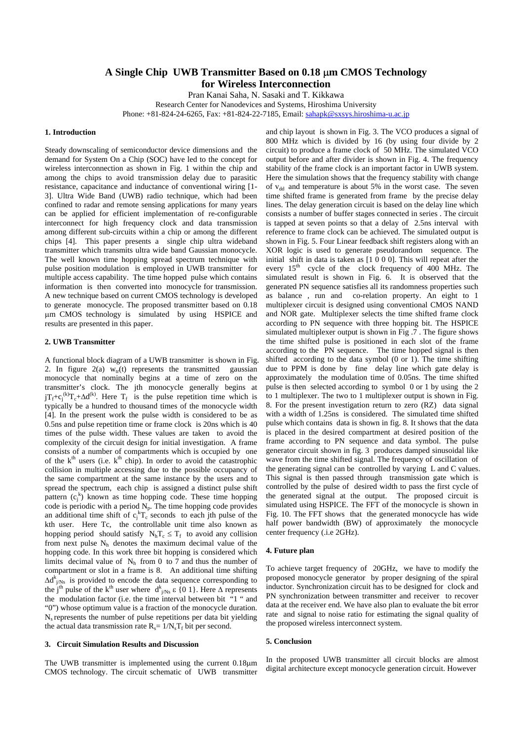# A Single Chip UWB Transmitter Based on 0.18 μm CMOS Technology for Wireless Interconnection

Pran Kanai Saha, N. Sasaki and T. Kikkawa

Research Center for Nanodevices and Systems, Hiroshima University

Phone: +81-824-24-6265, Fax: +81-824-22-7185, Email: sahapk@sxsys.hiroshima-u.ac.jp

## 1. Introduction

Steady downscaling of semiconductor device dimensions and the demand for System On a Chip (SOC) have led to the concept for wireless interconnection as shown in Fig. 1 within the chip and among the chips to avoid transmission delay due to parasitic resistance, capacitance and inductance of conventional wiring [1-3]. Ultra Wide Band (UWB) radio technique, which had been confined to radar and remote sensing applications for many years can be applied for efficient implementation of re-configurable interconnect for high frequency clock and data transmission among different sub-circuits within a chip or among the different chips [4]. This paper presents a single chip ultra wideband transmitter which transmits ultra wide band Gaussian monocycle. The well known time hopping spread spectrum technique with pulse position modulation is employed in UWB transmitter for multiple access capability. The time hopped pulse which contains information is then converted into monocycle for transmission. A new technique based on current CMOS technology is developed to generate monocycle. The proposed transmitter based on 0.18 μm CMOS technology is simulated by using HSPICE and results are presented in this paper.

## 2. UWB Transmitter

A functional block diagram of a UWB transmitter is shown in Fig. 2. In figure 2(a) $w_{tr}(t)$ represents the transmitted gaussian monocycle that nominally begins at a time of zero on the transmitter's clock. The jth monocycle generally begins at $jT_f+c_j^{(k)}T_c+\Delta d^{(k)}$. Here $T_f$ is the pulse repetition time which is typically be a hundred to thousand times of the monocycle width [4]. In the present work the pulse width is considered to be as 0.5ns and pulse repetition time or frame clock is 20ns which is 40 times of the pulse width. These values are taken to avoid the complexity of the circuit design for initial investigation. A frame consists of a number of compartments which is occupied by one of the $k^{th}$ users (i.e. $k^{th}$ chip). In order to avoid the catastrophic collision in multiple accessing due to the possible occupancy of the same compartment at the same instance by the users and to spread the spectrum, each chip is assigned a distinct pulse shift pattern ($c_j^k$) known as time hopping code. These time hopping code is periodic with a period $N_p$. The time hopping code provides an additional time shift of $c_j^kT_c$ seconds to each jth pulse of the kth user. Here Tc, the controllable unit time also known as hopping period should satisfy $N_hT_c \leq T_f$ to avoid any collision from next pulse $N_h$ denotes the maximum decimal value of the hopping code. In this work three bit hopping is considered which limits decimal value of $N_h$ from 0 to 7 and thus the number of compartment or slot in a frame is 8. An additional time shifting $\Delta d^k_{j/Ns}$ is provided to encode the data sequence corresponding to the $j^{th}$ pulse of the $k^{th}$ user where $d^k_{j/Ns} \varepsilon \{0\ 1\}$. Here Δ represents the modulation factor (i.e. the time interval between bit "1 " and "0") whose optimum value is a fraction of the monocycle duration. $N_s$ represents the number of pulse repetitions per data bit yielding the actual data transmission rate $R_s= 1/N_sT_f$ bit per second.

## 3. Circuit Simulation Results and Discussion

The UWB transmitter is implemented using the current 0.18μm CMOS technology. The circuit schematic of UWB transmitter and chip layout is shown in Fig. 3. The VCO produces a signal of 800 MHz which is divided by 16 (by using four divide by 2 circuit) to produce a frame clock of 50 MHz. The simulated VCO output before and after divider is shown in Fig. 4. The frequency stability of the frame clock is an important factor in UWB system. Here the simulation shows that the frequency stability with change of $v_{dd}$ and temperature is about 5% in the worst case. The seven time shifted frame is generated from frame by the precise delay lines. The delay generation circuit is based on the delay line which consists a number of buffer stages connected in series . The circuit is tapped at seven points so that a delay of 2.5ns interval with reference to frame clock can be achieved. The simulated output is shown in Fig. 5. Four Linear feedback shift registers along with an XOR logic is used to generate pseudorandom sequence. The initial shift in data is taken as [1 0 0 0]. This will repeat after the every $15^{th}$ cycle of the clock frequency of 400 MHz. The simulated result is shown in Fig. 6. It is observed that the generated PN sequence satisfies all its randomness properties such as balance , run and co-relation property. An eight to 1 multiplexer circuit is designed using conventional CMOS NAND and NOR gate. Multiplexer selects the time shifted frame clock according to PN sequence with three hopping bit. The HSPICE simulated multiplexer output is shown in Fig .7 . The figure shows the time shifted pulse is positioned in each slot of the frame according to the PN sequence. The time hopped signal is then shifted according to the data symbol (0 or 1). The time shifting due to PPM is done by fine delay line which gate delay is approximately the modulation time of 0.05ns. The time shifted pulse is then selected according to symbol 0 or 1 by using the 2 to 1 multiplexer. The two to 1 multiplexer output is shown in Fig. 8. For the present investigation return to zero (RZ) data signal with a width of 1.25ns is considered. The simulated time shifted pulse which contains data is shown in fig. 8. It shows that the data is placed in the desired compartment at desired position of the frame according to PN sequence and data symbol. The pulse generator circuit shown in fig. 3 produces damped sinusoidal like wave from the time shifted signal. The frequency of oscillation of the generating signal can be controlled by varying L and C values. This signal is then passed through transmission gate which is controlled by the pulse of desired width to pass the first cycle of the generated signal at the output. The proposed circuit is simulated using HSPICE. The FFT of the monocycle is shown in Fig. 10. The FFT shows that the generated monocycle has wide half power bandwidth (BW) of approximately the monocycle center frequency (.i.e 2GHz).

## 4. Future plan

To achieve target frequency of 20GHz, we have to modify the proposed monocycle generator by proper designing of the spiral inductor. Synchronization circuit has to be designed for clock and PN synchronization between transmitter and receiver to recover data at the receiver end. We have also plan to evaluate the bit error rate and signal to noise ratio for estimating the signal quality of the proposed wireless interconnect system.

## 5. Conclusion

In the proposed UWB transmitter all circuit blocks are almost digital architecture except monocycle generation circuit. However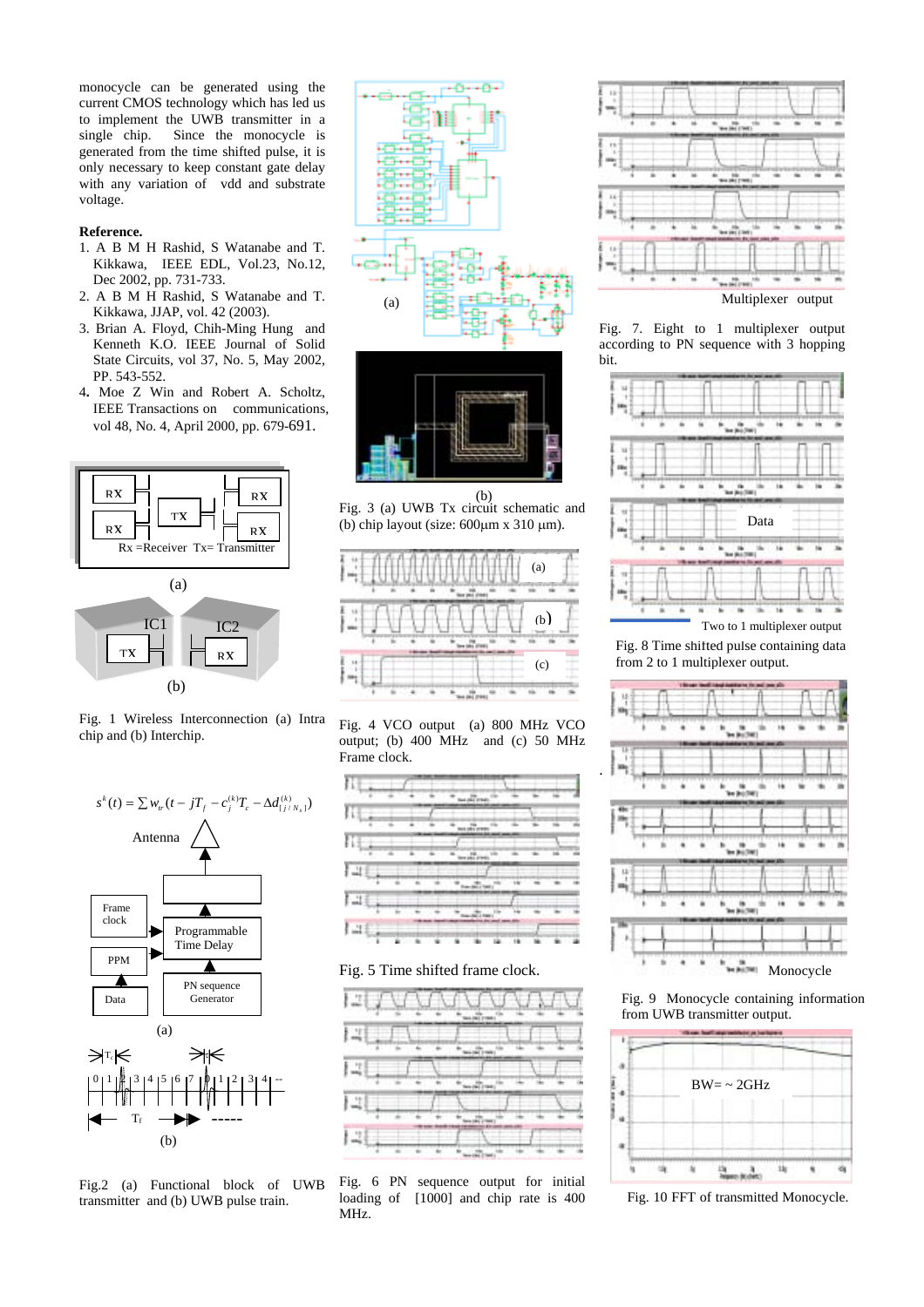monocycle can be generated using the current CMOS technology which has led us to implement the UWB transmitter in a single chip. Since the monocycle is generated from the time shifted pulse, it is only necessary to keep constant gate delay with any variation of vdd and substrate voltage.

**Reference.**

1. A B M H Rashid, S Watanabe and T. Kikkawa, IEEE EDL, Vol.23, No.12, Dec 2002, pp. 731-733.
2. A B M H Rashid, S Watanabe and T. Kikkawa, JJAP, vol. 42 (2003).
3. Brian A. Floyd, Chih-Ming Hung and Kenneth K.O. IEEE Journal of Solid State Circuits, vol 37, No. 5, May 2002, PP. 543-552.
4. Moe Z Win and Robert A. Scholtz, IEEE Transactions on communications, vol 48, No. 4, April 2000, pp. 679-691.

RX
RX
TX
RX
RX
Rx =Receiver Tx= Transmitter
(a)
IC1
TX
IC2
RX
(b)

Fig. 1 Wireless Interconnection (a) Intra chip and (b) Interchip.

$$s^k(t) = \sum w_{tr}(t - jT_f - c_j^{(k)}T_c - \Delta d_{(j/N_s)}^{(k)})$$

Antenna
Frame clock
Programmable Time Delay
PPM
Data
PN sequence Generator
(a)
$T_c$
0 1 2 3 4 5 6 7 0 1 2 3 4 --
$T_f$
-----
(b)

Fig.2 (a) Functional block of UWB transmitter and (b) UWB pulse train.

(a)
(b)

Fig. 3 (a) UWB Tx circuit schematic and (b) chip layout (size: 600μm x 310 μm).

(a)
(b)
(c)

Fig. 4 VCO output (a) 800 MHz VCO output; (b) 400 MHz and (c) 50 MHz Frame clock.

Fig. 5 Time shifted frame clock.

Fig. 6 PN sequence output for initial loading of [1000] and chip rate is 400 MHz.

Multiplexer output

Fig. 7. Eight to 1 multiplexer output according to PN sequence with 3 hopping bit.

Data
Two to 1 multiplexer output

Fig. 8 Time shifted pulse containing data from 2 to 1 multiplexer output.

Monocycle

Fig. 9 Monocycle containing information from UWB transmitter output.

BW= ~ 2GHz

Fig. 10 FFT of transmitted Monocycle.